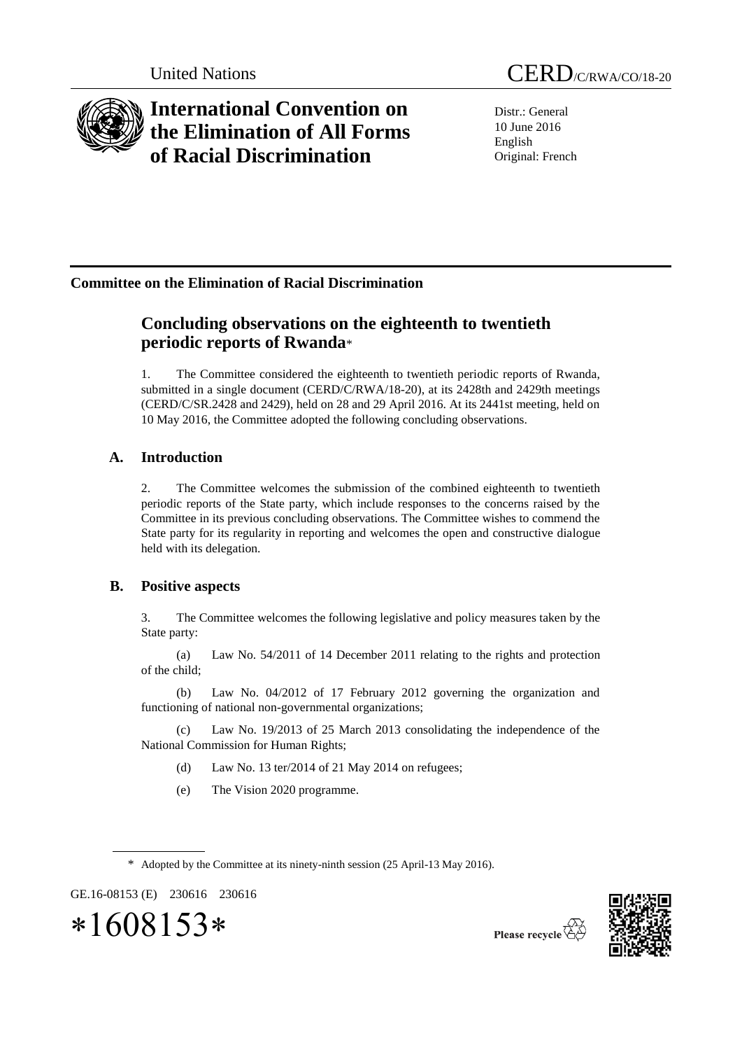United Nations CERD/C/RWA/CO/18-20

# International Convention on the Elimination of All Forms of Racial Discrimination

Distr.: General
10 June 2016
English
Original: French

**Committee on the Elimination of Racial Discrimination**

## Concluding observations on the eighteenth to twentieth periodic reports of Rwanda*

1. The Committee considered the eighteenth to twentieth periodic reports of Rwanda, submitted in a single document (CERD/C/RWA/18-20), at its 2428th and 2429th meetings (CERD/C/SR.2428 and 2429), held on 28 and 29 April 2016. At its 2441st meeting, held on 10 May 2016, the Committee adopted the following concluding observations.

### A. Introduction

2. The Committee welcomes the submission of the combined eighteenth to twentieth periodic reports of the State party, which include responses to the concerns raised by the Committee in its previous concluding observations. The Committee wishes to commend the State party for its regularity in reporting and welcomes the open and constructive dialogue held with its delegation.

### B. Positive aspects

3. The Committee welcomes the following legislative and policy measures taken by the State party:

(a) Law No. 54/2011 of 14 December 2011 relating to the rights and protection of the child;

(b) Law No. 04/2012 of 17 February 2012 governing the organization and functioning of national non-governmental organizations;

(c) Law No. 19/2013 of 25 March 2013 consolidating the independence of the National Commission for Human Rights;

(d) Law No. 13 ter/2014 of 21 May 2014 on refugees;

(e) The Vision 2020 programme.

\* Adopted by the Committee at its ninety-ninth session (25 April-13 May 2016).

GE.16-08153 (E) 230616 230616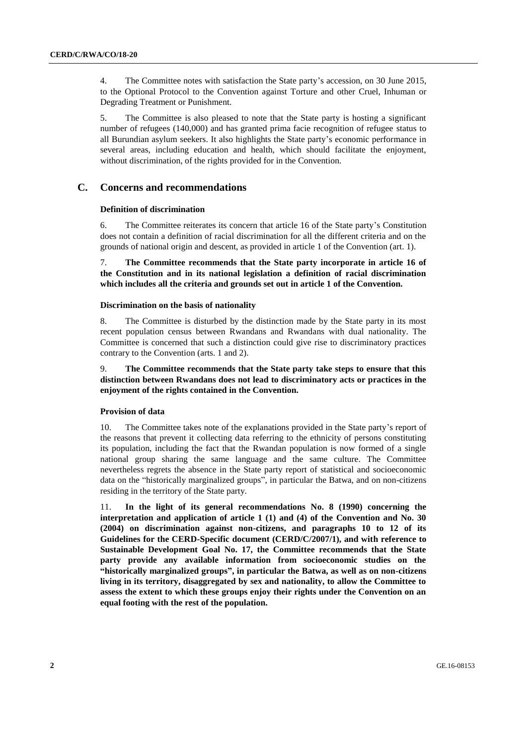4. The Committee notes with satisfaction the State party's accession, on 30 June 2015, to the Optional Protocol to the Convention against Torture and other Cruel, Inhuman or Degrading Treatment or Punishment.

5. The Committee is also pleased to note that the State party is hosting a significant number of refugees (140,000) and has granted prima facie recognition of refugee status to all Burundian asylum seekers. It also highlights the State party's economic performance in several areas, including education and health, which should facilitate the enjoyment, without discrimination, of the rights provided for in the Convention.

## C. Concerns and recommendations

### Definition of discrimination

6. The Committee reiterates its concern that article 16 of the State party's Constitution does not contain a definition of racial discrimination for all the different criteria and on the grounds of national origin and descent, as provided in article 1 of the Convention (art. 1).

7. **The Committee recommends that the State party incorporate in article 16 of the Constitution and in its national legislation a definition of racial discrimination which includes all the criteria and grounds set out in article 1 of the Convention.**

### Discrimination on the basis of nationality

8. The Committee is disturbed by the distinction made by the State party in its most recent population census between Rwandans and Rwandans with dual nationality. The Committee is concerned that such a distinction could give rise to discriminatory practices contrary to the Convention (arts. 1 and 2).

9. **The Committee recommends that the State party take steps to ensure that this distinction between Rwandans does not lead to discriminatory acts or practices in the enjoyment of the rights contained in the Convention.**

### Provision of data

10. The Committee takes note of the explanations provided in the State party's report of the reasons that prevent it collecting data referring to the ethnicity of persons constituting its population, including the fact that the Rwandan population is now formed of a single national group sharing the same language and the same culture. The Committee nevertheless regrets the absence in the State party report of statistical and socioeconomic data on the "historically marginalized groups", in particular the Batwa, and on non-citizens residing in the territory of the State party.

11. **In the light of its general recommendations No. 8 (1990) concerning the interpretation and application of article 1 (1) and (4) of the Convention and No. 30 (2004) on discrimination against non-citizens, and paragraphs 10 to 12 of its Guidelines for the CERD-Specific document (CERD/C/2007/1), and with reference to Sustainable Development Goal No. 17, the Committee recommends that the State party provide any available information from socioeconomic studies on the "historically marginalized groups", in particular the Batwa, as well as on non-citizens living in its territory, disaggregated by sex and nationality, to allow the Committee to assess the extent to which these groups enjoy their rights under the Convention on an equal footing with the rest of the population.**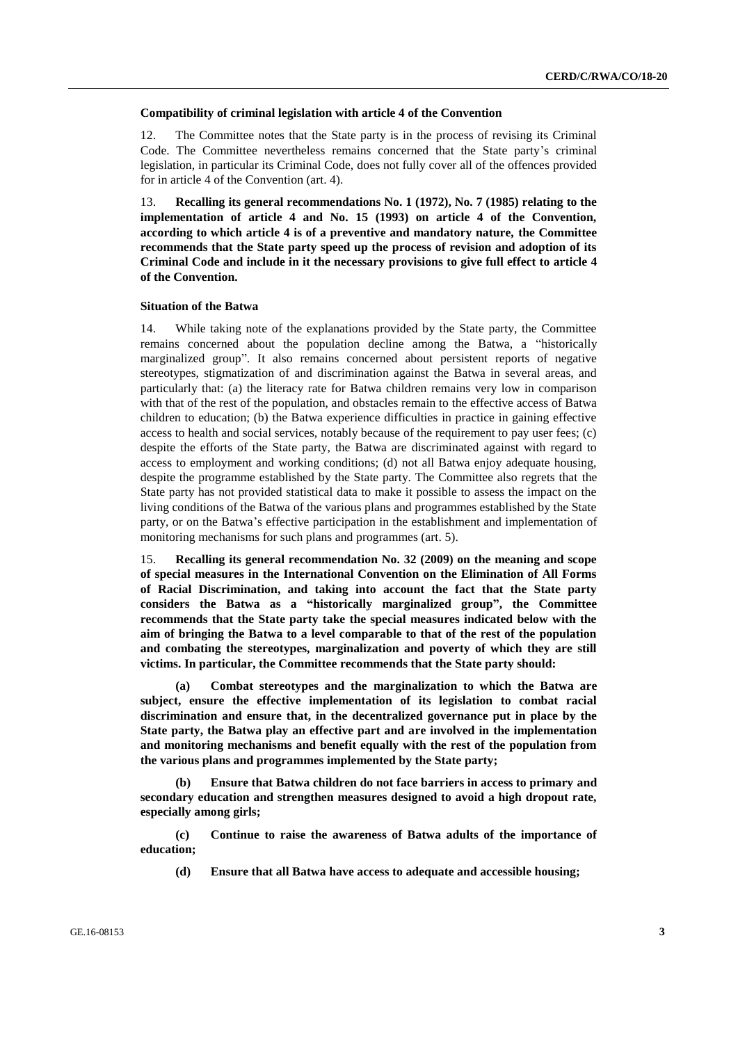### Compatibility of criminal legislation with article 4 of the Convention

12. The Committee notes that the State party is in the process of revising its Criminal Code. The Committee nevertheless remains concerned that the State party's criminal legislation, in particular its Criminal Code, does not fully cover all of the offences provided for in article 4 of the Convention (art. 4).

13. **Recalling its general recommendations No. 1 (1972), No. 7 (1985) relating to the implementation of article 4 and No. 15 (1993) on article 4 of the Convention, according to which article 4 is of a preventive and mandatory nature, the Committee recommends that the State party speed up the process of revision and adoption of its Criminal Code and include in it the necessary provisions to give full effect to article 4 of the Convention.**

### Situation of the Batwa

14. While taking note of the explanations provided by the State party, the Committee remains concerned about the population decline among the Batwa, a "historically marginalized group". It also remains concerned about persistent reports of negative stereotypes, stigmatization of and discrimination against the Batwa in several areas, and particularly that: (a) the literacy rate for Batwa children remains very low in comparison with that of the rest of the population, and obstacles remain to the effective access of Batwa children to education; (b) the Batwa experience difficulties in practice in gaining effective access to health and social services, notably because of the requirement to pay user fees; (c) despite the efforts of the State party, the Batwa are discriminated against with regard to access to employment and working conditions; (d) not all Batwa enjoy adequate housing, despite the programme established by the State party. The Committee also regrets that the State party has not provided statistical data to make it possible to assess the impact on the living conditions of the Batwa of the various plans and programmes established by the State party, or on the Batwa's effective participation in the establishment and implementation of monitoring mechanisms for such plans and programmes (art. 5).

15. **Recalling its general recommendation No. 32 (2009) on the meaning and scope of special measures in the International Convention on the Elimination of All Forms of Racial Discrimination, and taking into account the fact that the State party considers the Batwa as a "historically marginalized group", the Committee recommends that the State party take the special measures indicated below with the aim of bringing the Batwa to a level comparable to that of the rest of the population and combating the stereotypes, marginalization and poverty of which they are still victims. In particular, the Committee recommends that the State party should:**

**(a) Combat stereotypes and the marginalization to which the Batwa are subject, ensure the effective implementation of its legislation to combat racial discrimination and ensure that, in the decentralized governance put in place by the State party, the Batwa play an effective part and are involved in the implementation and monitoring mechanisms and benefit equally with the rest of the population from the various plans and programmes implemented by the State party;**

**(b) Ensure that Batwa children do not face barriers in access to primary and secondary education and strengthen measures designed to avoid a high dropout rate, especially among girls;**

**(c) Continue to raise the awareness of Batwa adults of the importance of education;**

**(d) Ensure that all Batwa have access to adequate and accessible housing;**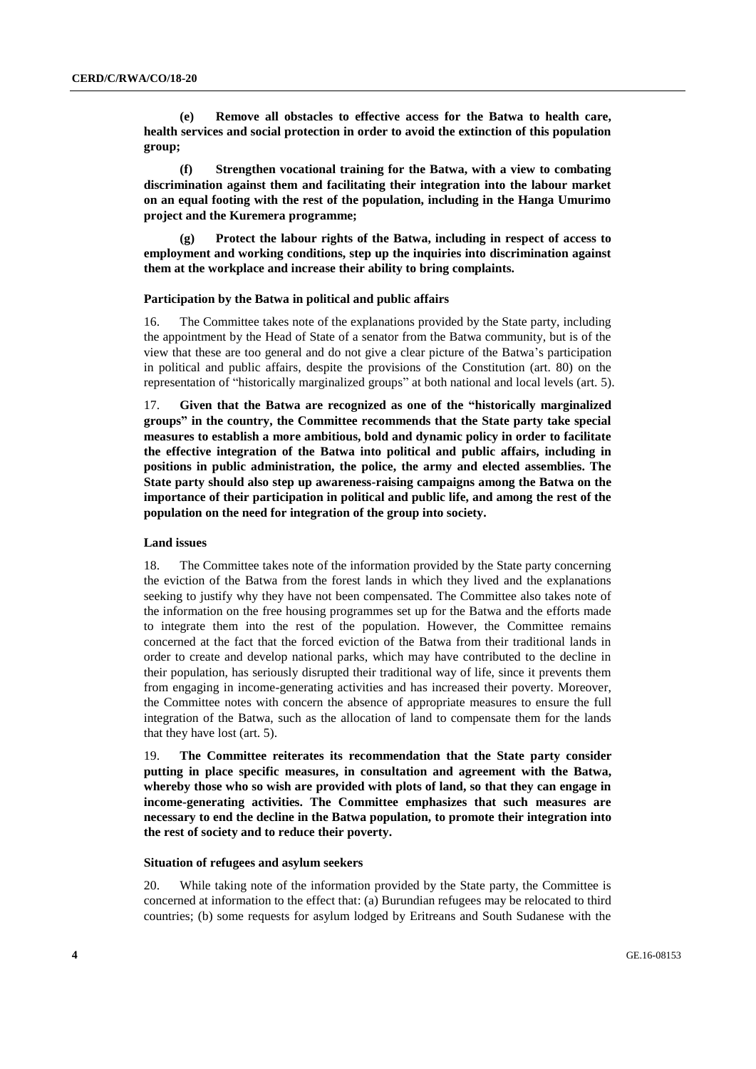**(e) Remove all obstacles to effective access for the Batwa to health care, health services and social protection in order to avoid the extinction of this population group;**

**(f) Strengthen vocational training for the Batwa, with a view to combating discrimination against them and facilitating their integration into the labour market on an equal footing with the rest of the population, including in the Hanga Umurimo project and the Kuremera programme;**

**(g) Protect the labour rights of the Batwa, including in respect of access to employment and working conditions, step up the inquiries into discrimination against them at the workplace and increase their ability to bring complaints.**

### Participation by the Batwa in political and public affairs

16. The Committee takes note of the explanations provided by the State party, including the appointment by the Head of State of a senator from the Batwa community, but is of the view that these are too general and do not give a clear picture of the Batwa's participation in political and public affairs, despite the provisions of the Constitution (art. 80) on the representation of "historically marginalized groups" at both national and local levels (art. 5).

17. **Given that the Batwa are recognized as one of the "historically marginalized groups" in the country, the Committee recommends that the State party take special measures to establish a more ambitious, bold and dynamic policy in order to facilitate the effective integration of the Batwa into political and public affairs, including in positions in public administration, the police, the army and elected assemblies. The State party should also step up awareness-raising campaigns among the Batwa on the importance of their participation in political and public life, and among the rest of the population on the need for integration of the group into society.**

### Land issues

18. The Committee takes note of the information provided by the State party concerning the eviction of the Batwa from the forest lands in which they lived and the explanations seeking to justify why they have not been compensated. The Committee also takes note of the information on the free housing programmes set up for the Batwa and the efforts made to integrate them into the rest of the population. However, the Committee remains concerned at the fact that the forced eviction of the Batwa from their traditional lands in order to create and develop national parks, which may have contributed to the decline in their population, has seriously disrupted their traditional way of life, since it prevents them from engaging in income-generating activities and has increased their poverty. Moreover, the Committee notes with concern the absence of appropriate measures to ensure the full integration of the Batwa, such as the allocation of land to compensate them for the lands that they have lost (art. 5).

19. **The Committee reiterates its recommendation that the State party consider putting in place specific measures, in consultation and agreement with the Batwa, whereby those who so wish are provided with plots of land, so that they can engage in income-generating activities. The Committee emphasizes that such measures are necessary to end the decline in the Batwa population, to promote their integration into the rest of society and to reduce their poverty.**

### Situation of refugees and asylum seekers

20. While taking note of the information provided by the State party, the Committee is concerned at information to the effect that: (a) Burundian refugees may be relocated to third countries; (b) some requests for asylum lodged by Eritreans and South Sudanese with the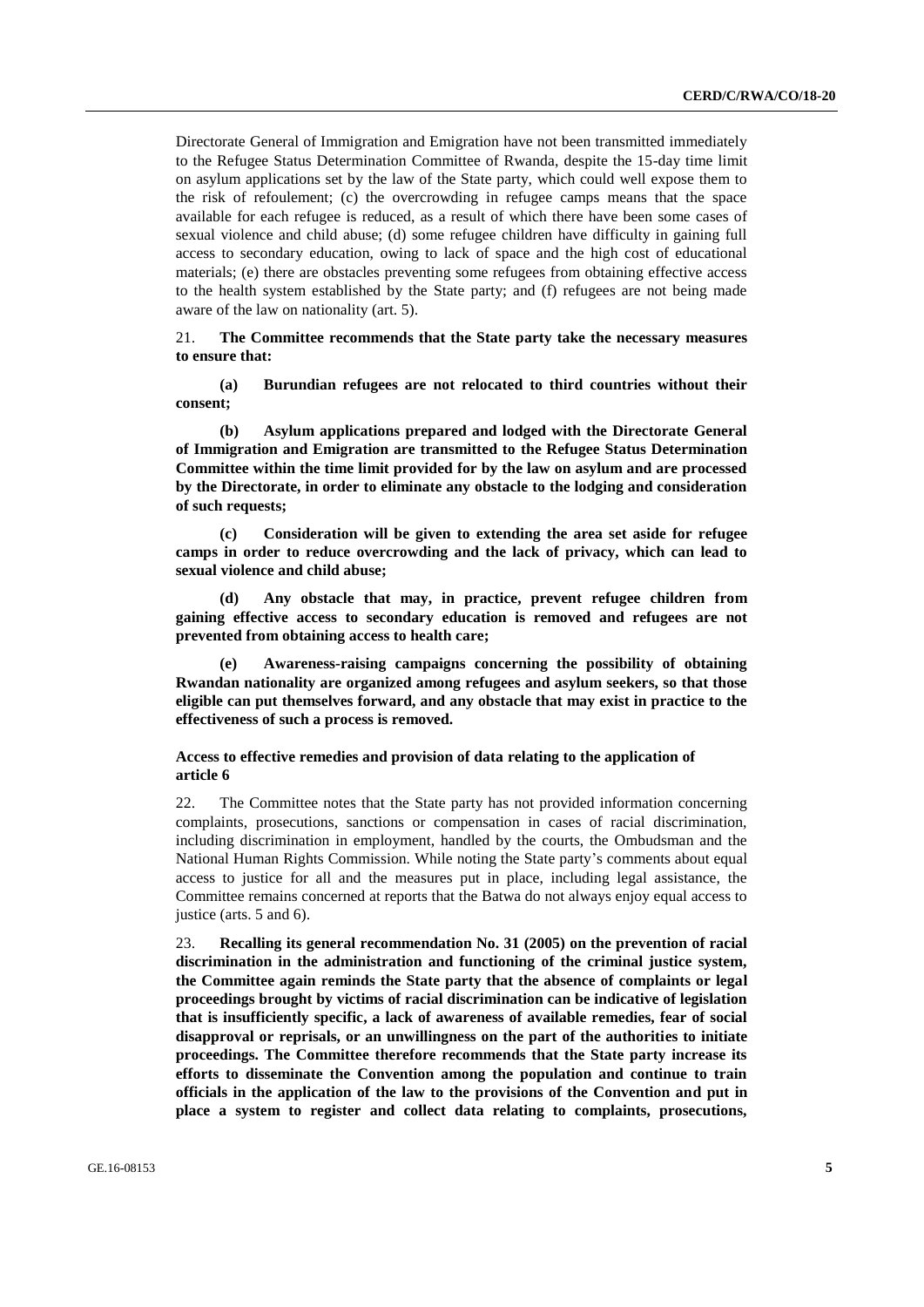Directorate General of Immigration and Emigration have not been transmitted immediately to the Refugee Status Determination Committee of Rwanda, despite the 15-day time limit on asylum applications set by the law of the State party, which could well expose them to the risk of refoulement; (c) the overcrowding in refugee camps means that the space available for each refugee is reduced, as a result of which there have been some cases of sexual violence and child abuse; (d) some refugee children have difficulty in gaining full access to secondary education, owing to lack of space and the high cost of educational materials; (e) there are obstacles preventing some refugees from obtaining effective access to the health system established by the State party; and (f) refugees are not being made aware of the law on nationality (art. 5).

21. **The Committee recommends that the State party take the necessary measures to ensure that:**

**(a) Burundian refugees are not relocated to third countries without their consent;**

**(b) Asylum applications prepared and lodged with the Directorate General of Immigration and Emigration are transmitted to the Refugee Status Determination Committee within the time limit provided for by the law on asylum and are processed by the Directorate, in order to eliminate any obstacle to the lodging and consideration of such requests;**

**(c) Consideration will be given to extending the area set aside for refugee camps in order to reduce overcrowding and the lack of privacy, which can lead to sexual violence and child abuse;**

**(d) Any obstacle that may, in practice, prevent refugee children from gaining effective access to secondary education is removed and refugees are not prevented from obtaining access to health care;**

**(e) Awareness-raising campaigns concerning the possibility of obtaining Rwandan nationality are organized among refugees and asylum seekers, so that those eligible can put themselves forward, and any obstacle that may exist in practice to the effectiveness of such a process is removed.**

### Access to effective remedies and provision of data relating to the application of article 6

22. The Committee notes that the State party has not provided information concerning complaints, prosecutions, sanctions or compensation in cases of racial discrimination, including discrimination in employment, handled by the courts, the Ombudsman and the National Human Rights Commission. While noting the State party's comments about equal access to justice for all and the measures put in place, including legal assistance, the Committee remains concerned at reports that the Batwa do not always enjoy equal access to justice (arts. 5 and 6).

23. **Recalling its general recommendation No. 31 (2005) on the prevention of racial discrimination in the administration and functioning of the criminal justice system, the Committee again reminds the State party that the absence of complaints or legal proceedings brought by victims of racial discrimination can be indicative of legislation that is insufficiently specific, a lack of awareness of available remedies, fear of social disapproval or reprisals, or an unwillingness on the part of the authorities to initiate proceedings. The Committee therefore recommends that the State party increase its efforts to disseminate the Convention among the population and continue to train officials in the application of the law to the provisions of the Convention and put in place a system to register and collect data relating to complaints, prosecutions,**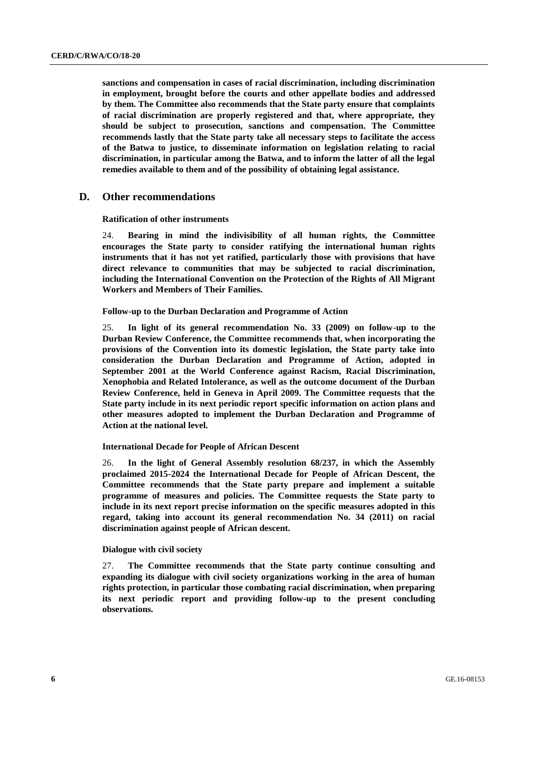**sanctions and compensation in cases of racial discrimination, including discrimination in employment, brought before the courts and other appellate bodies and addressed by them. The Committee also recommends that the State party ensure that complaints of racial discrimination are properly registered and that, where appropriate, they should be subject to prosecution, sanctions and compensation. The Committee recommends lastly that the State party take all necessary steps to facilitate the access of the Batwa to justice, to disseminate information on legislation relating to racial discrimination, in particular among the Batwa, and to inform the latter of all the legal remedies available to them and of the possibility of obtaining legal assistance.**

## D. Other recommendations

### Ratification of other instruments

24. **Bearing in mind the indivisibility of all human rights, the Committee encourages the State party to consider ratifying the international human rights instruments that it has not yet ratified, particularly those with provisions that have direct relevance to communities that may be subjected to racial discrimination, including the International Convention on the Protection of the Rights of All Migrant Workers and Members of Their Families.**

### Follow-up to the Durban Declaration and Programme of Action

25. **In light of its general recommendation No. 33 (2009) on follow-up to the Durban Review Conference, the Committee recommends that, when incorporating the provisions of the Convention into its domestic legislation, the State party take into consideration the Durban Declaration and Programme of Action, adopted in September 2001 at the World Conference against Racism, Racial Discrimination, Xenophobia and Related Intolerance, as well as the outcome document of the Durban Review Conference, held in Geneva in April 2009. The Committee requests that the State party include in its next periodic report specific information on action plans and other measures adopted to implement the Durban Declaration and Programme of Action at the national level.**

### International Decade for People of African Descent

26. **In the light of General Assembly resolution 68/237, in which the Assembly proclaimed 2015-2024 the International Decade for People of African Descent, the Committee recommends that the State party prepare and implement a suitable programme of measures and policies. The Committee requests the State party to include in its next report precise information on the specific measures adopted in this regard, taking into account its general recommendation No. 34 (2011) on racial discrimination against people of African descent.**

### Dialogue with civil society

27. **The Committee recommends that the State party continue consulting and expanding its dialogue with civil society organizations working in the area of human rights protection, in particular those combating racial discrimination, when preparing its next periodic report and providing follow-up to the present concluding observations.**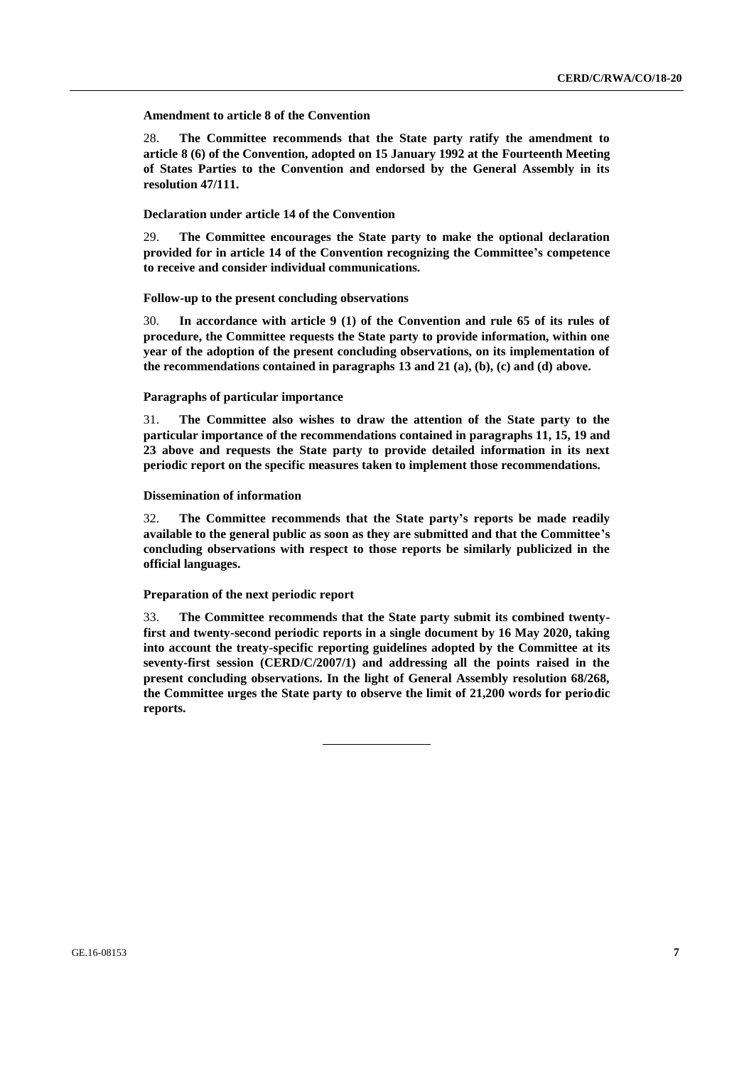**Amendment to article 8 of the Convention**

28. **The Committee recommends that the State party ratify the amendment to article 8 (6) of the Convention, adopted on 15 January 1992 at the Fourteenth Meeting of States Parties to the Convention and endorsed by the General Assembly in its resolution 47/111.**

**Declaration under article 14 of the Convention**

29. **The Committee encourages the State party to make the optional declaration provided for in article 14 of the Convention recognizing the Committee's competence to receive and consider individual communications.**

**Follow-up to the present concluding observations**

30. **In accordance with article 9 (1) of the Convention and rule 65 of its rules of procedure, the Committee requests the State party to provide information, within one year of the adoption of the present concluding observations, on its implementation of the recommendations contained in paragraphs 13 and 21 (a), (b), (c) and (d) above.**

**Paragraphs of particular importance**

31. **The Committee also wishes to draw the attention of the State party to the particular importance of the recommendations contained in paragraphs 11, 15, 19 and 23 above and requests the State party to provide detailed information in its next periodic report on the specific measures taken to implement those recommendations.**

**Dissemination of information**

32. **The Committee recommends that the State party's reports be made readily available to the general public as soon as they are submitted and that the Committee's concluding observations with respect to those reports be similarly publicized in the official languages.**

**Preparation of the next periodic report**

33. **The Committee recommends that the State party submit its combined twenty-first and twenty-second periodic reports in a single document by 16 May 2020, taking into account the treaty-specific reporting guidelines adopted by the Committee at its seventy-first session (CERD/C/2007/1) and addressing all the points raised in the present concluding observations. In the light of General Assembly resolution 68/268, the Committee urges the State party to observe the limit of 21,200 words for periodic reports.**